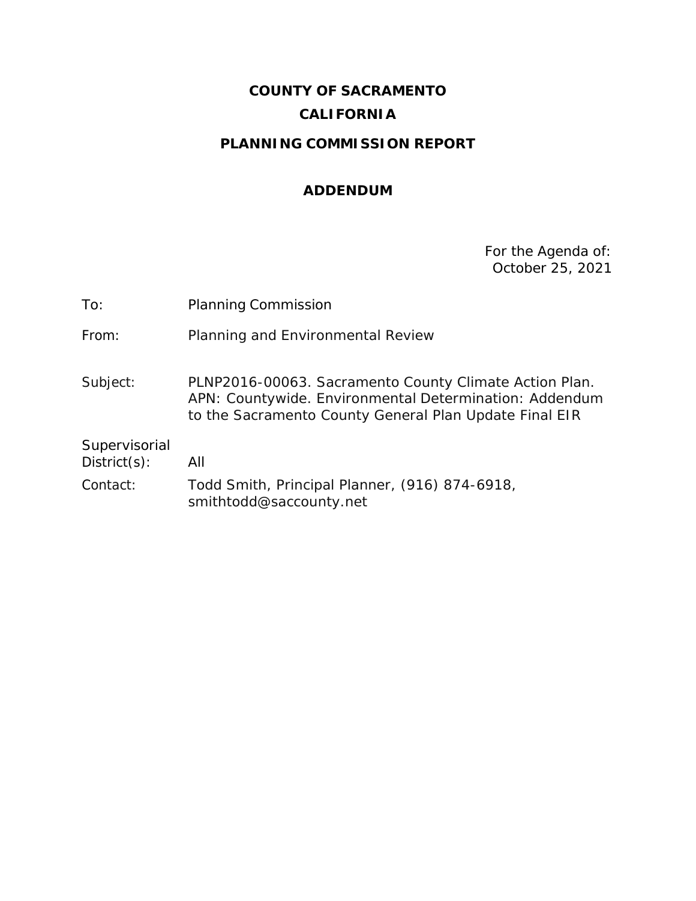# COUNTY OF SACRAMENTO

# CALIFORNIA

## PLANNING COMMISSION REPORT

## ADDENDUM

For the Agenda of:
October 25, 2021

| | |
|---|---|
| To: | Planning Commission |
| From: | Planning and Environmental Review |
| Subject: | PLNP2016-00063. Sacramento County Climate Action Plan. APN: Countywide. Environmental Determination: Addendum to the Sacramento County General Plan Update Final EIR |
| Supervisorial District(s): | All |
| Contact: | Todd Smith, Principal Planner, (916) 874-6918, smithtodd@saccounty.net |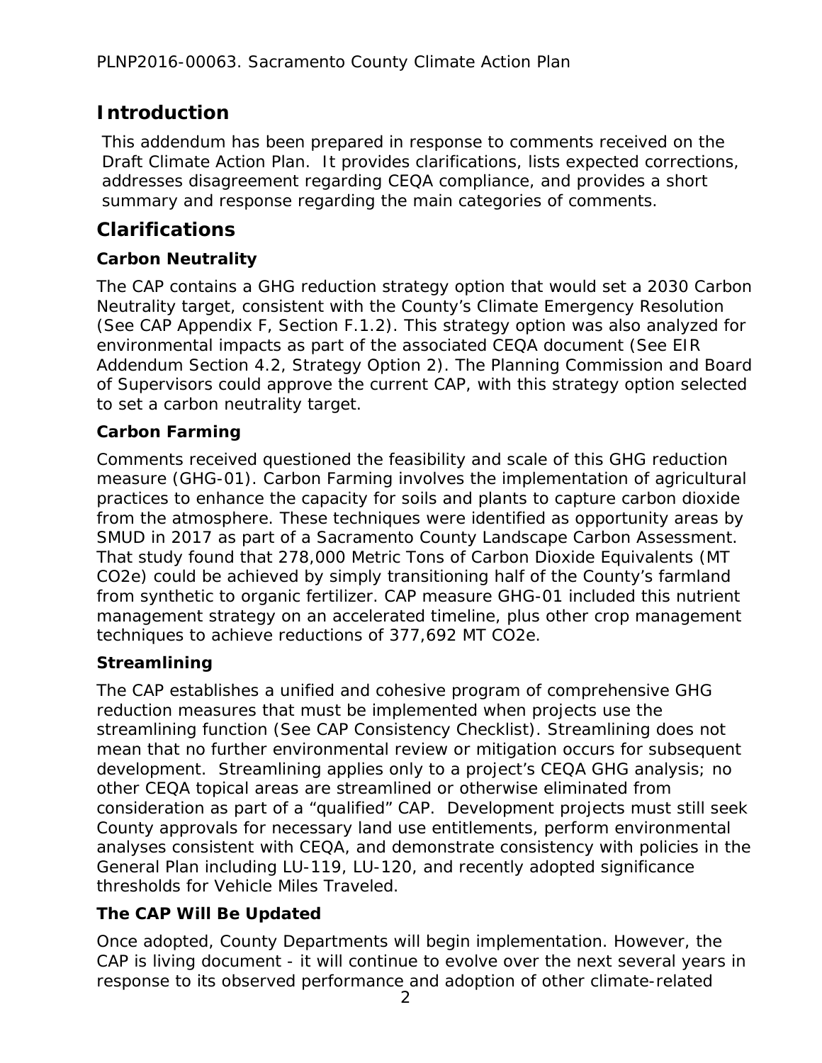## Introduction

This addendum has been prepared in response to comments received on the Draft Climate Action Plan. It provides clarifications, lists expected corrections, addresses disagreement regarding CEQA compliance, and provides a short summary and response regarding the main categories of comments.

## Clarifications

### Carbon Neutrality

The CAP contains a GHG reduction strategy option that would set a 2030 Carbon Neutrality target, consistent with the County's Climate Emergency Resolution (See CAP Appendix F, Section F.1.2). This strategy option was also analyzed for environmental impacts as part of the associated CEQA document (See EIR Addendum Section 4.2, Strategy Option 2). The Planning Commission and Board of Supervisors could approve the current CAP, with this strategy option selected to set a carbon neutrality target.

### Carbon Farming

Comments received questioned the feasibility and scale of this GHG reduction measure (GHG-01). Carbon Farming involves the implementation of agricultural practices to enhance the capacity for soils and plants to capture carbon dioxide from the atmosphere. These techniques were identified as opportunity areas by SMUD in 2017 as part of a Sacramento County Landscape Carbon Assessment. That study found that 278,000 Metric Tons of Carbon Dioxide Equivalents (MT CO2e) could be achieved by simply transitioning half of the County's farmland from synthetic to organic fertilizer. CAP measure GHG-01 included this nutrient management strategy on an accelerated timeline, plus other crop management techniques to achieve reductions of 377,692 MT CO2e.

### Streamlining

The CAP establishes a unified and cohesive program of comprehensive GHG reduction measures that must be implemented when projects use the streamlining function (See CAP Consistency Checklist). Streamlining does not mean that no further environmental review or mitigation occurs for subsequent development. Streamlining applies only to a project's CEQA GHG analysis; no other CEQA topical areas are streamlined or otherwise eliminated from consideration as part of a "qualified" CAP. Development projects must still seek County approvals for necessary land use entitlements, perform environmental analyses consistent with CEQA, and demonstrate consistency with policies in the General Plan including LU-119, LU-120, and recently adopted significance thresholds for Vehicle Miles Traveled.

### The CAP Will Be Updated

Once adopted, County Departments will begin implementation. However, the CAP is living document - it will continue to evolve over the next several years in response to its observed performance and adoption of other climate-related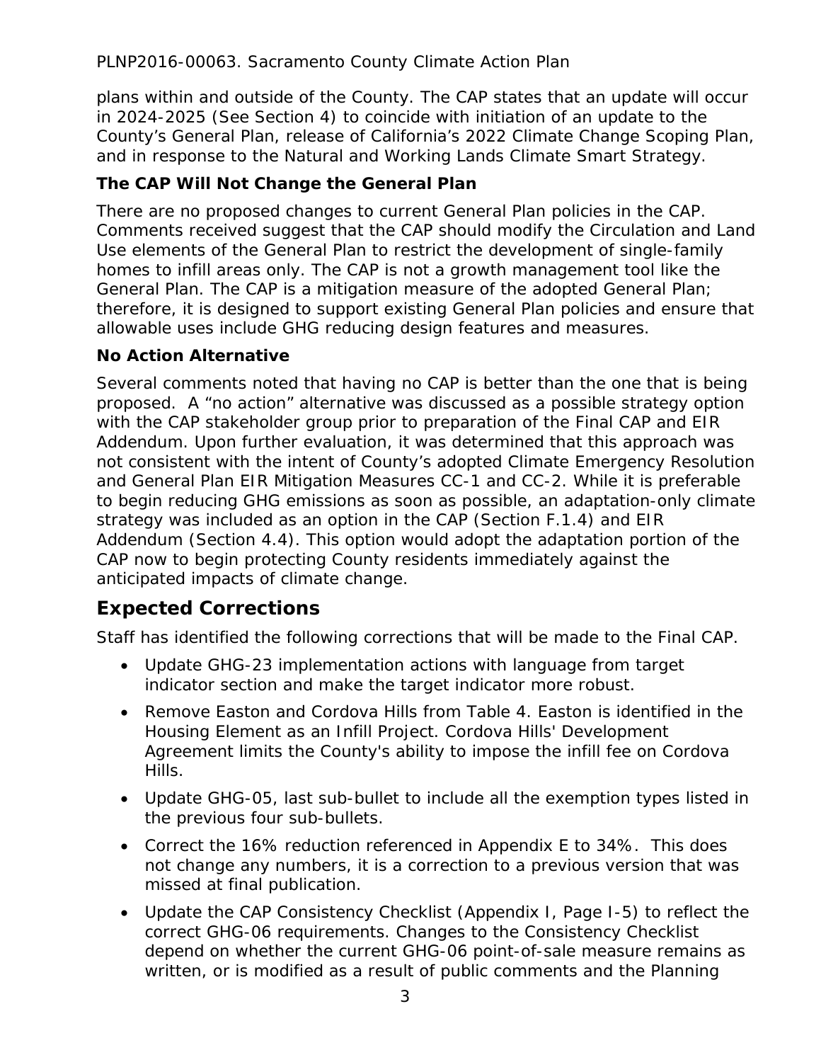plans within and outside of the County. The CAP states that an update will occur in 2024-2025 (See Section 4) to coincide with initiation of an update to the County's General Plan, release of California's 2022 Climate Change Scoping Plan, and in response to the Natural and Working Lands Climate Smart Strategy.

**The CAP Will Not Change the General Plan**

There are no proposed changes to current General Plan policies in the CAP. Comments received suggest that the CAP should modify the Circulation and Land Use elements of the General Plan to restrict the development of single-family homes to infill areas only. The CAP is not a growth management tool like the General Plan. The CAP is a mitigation measure of the adopted General Plan; therefore, it is designed to support existing General Plan policies and ensure that allowable uses include GHG reducing design features and measures.

**No Action Alternative**

Several comments noted that having no CAP is better than the one that is being proposed. A "no action" alternative was discussed as a possible strategy option with the CAP stakeholder group prior to preparation of the Final CAP and EIR Addendum. Upon further evaluation, it was determined that this approach was not consistent with the intent of County's adopted Climate Emergency Resolution and General Plan EIR Mitigation Measures CC-1 and CC-2. While it is preferable to begin reducing GHG emissions as soon as possible, an adaptation-only climate strategy was included as an option in the CAP (Section F.1.4) and EIR Addendum (Section 4.4). This option would adopt the adaptation portion of the CAP now to begin protecting County residents immediately against the anticipated impacts of climate change.

## Expected Corrections

Staff has identified the following corrections that will be made to the Final CAP.

- Update GHG-23 implementation actions with language from target indicator section and make the target indicator more robust.
- Remove Easton and Cordova Hills from Table 4. Easton is identified in the Housing Element as an Infill Project. Cordova Hills' Development Agreement limits the County's ability to impose the infill fee on Cordova Hills.
- Update GHG-05, last sub-bullet to include all the exemption types listed in the previous four sub-bullets.
- Correct the 16% reduction referenced in Appendix E to 34%. This does not change any numbers, it is a correction to a previous version that was missed at final publication.
- Update the CAP Consistency Checklist (Appendix I, Page I-5) to reflect the correct GHG-06 requirements. Changes to the Consistency Checklist depend on whether the current GHG-06 point-of-sale measure remains as written, or is modified as a result of public comments and the Planning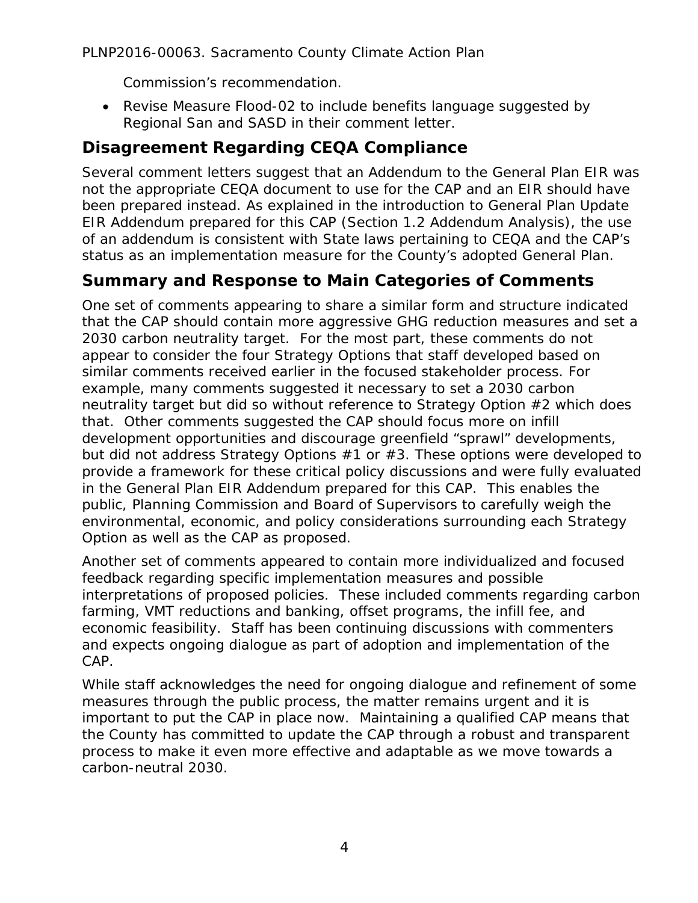Commission's recommendation.

- Revise Measure Flood-02 to include benefits language suggested by Regional San and SASD in their comment letter.

## Disagreement Regarding CEQA Compliance

Several comment letters suggest that an Addendum to the General Plan EIR was not the appropriate CEQA document to use for the CAP and an EIR should have been prepared instead. As explained in the introduction to General Plan Update EIR Addendum prepared for this CAP (Section 1.2 Addendum Analysis), the use of an addendum is consistent with State laws pertaining to CEQA and the CAP's status as an implementation measure for the County's adopted General Plan.

## Summary and Response to Main Categories of Comments

One set of comments appearing to share a similar form and structure indicated that the CAP should contain more aggressive GHG reduction measures and set a 2030 carbon neutrality target. For the most part, these comments do not appear to consider the four Strategy Options that staff developed based on similar comments received earlier in the focused stakeholder process. For example, many comments suggested it necessary to set a 2030 carbon neutrality target but did so without reference to Strategy Option #2 which does that. Other comments suggested the CAP should focus more on infill development opportunities and discourage greenfield "sprawl" developments, but did not address Strategy Options #1 or #3. These options were developed to provide a framework for these critical policy discussions and were fully evaluated in the General Plan EIR Addendum prepared for this CAP. This enables the public, Planning Commission and Board of Supervisors to carefully weigh the environmental, economic, and policy considerations surrounding each Strategy Option as well as the CAP as proposed.

Another set of comments appeared to contain more individualized and focused feedback regarding specific implementation measures and possible interpretations of proposed policies. These included comments regarding carbon farming, VMT reductions and banking, offset programs, the infill fee, and economic feasibility. Staff has been continuing discussions with commenters and expects ongoing dialogue as part of adoption and implementation of the CAP.

While staff acknowledges the need for ongoing dialogue and refinement of some measures through the public process, the matter remains urgent and it is important to put the CAP in place now. Maintaining a qualified CAP means that the County has committed to update the CAP through a robust and transparent process to make it even more effective and adaptable as we move towards a carbon-neutral 2030.